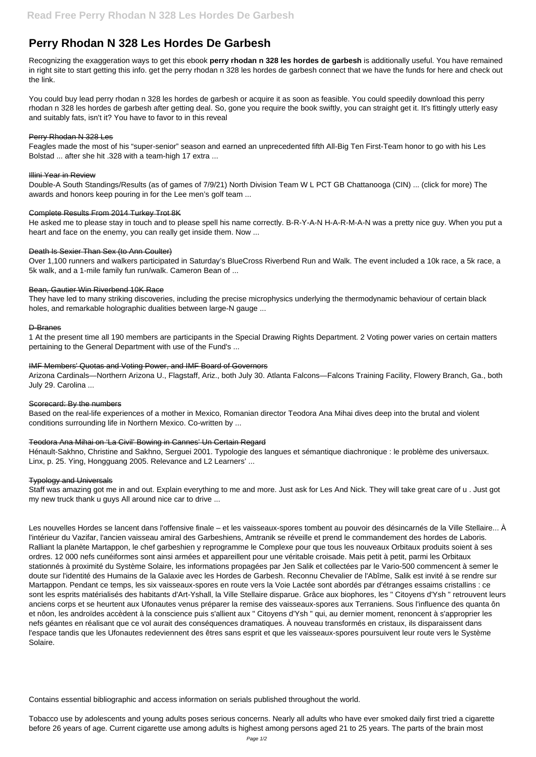# Perry Rhodan N 328 Les Hordes De Garbesh

Recognizing the exaggeration ways to get this ebook **perry rhodan n 328 les hordes de garbesh** is additionally useful. You have remained in right site to start getting this info. get the perry rhodan n 328 les hordes de garbesh connect that we have the funds for here and check out the link.

You could buy lead perry rhodan n 328 les hordes de garbesh or acquire it as soon as feasible. You could speedily download this perry rhodan n 328 les hordes de garbesh after getting deal. So, gone you require the book swiftly, you can straight get it. It's fittingly utterly easy and suitably fats, isn't it? You have to favor to in this reveal

Perry Rhodan N 328 Les

Feagles made the most of his "super-senior" season and earned an unprecedented fifth All-Big Ten First-Team honor to go with his Les Bolstad ... after she hit .328 with a team-high 17 extra ...

Illini Year in Review

Double-A South Standings/Results (as of games of 7/9/21) North Division Team W L PCT GB Chattanooga (CIN) ... (click for more) The awards and honors keep pouring in for the Lee men's golf team ...

Complete Results From 2014 Turkey Trot 8K

He asked me to please stay in touch and to please spell his name correctly. B-R-Y-A-N H-A-R-M-A-N was a pretty nice guy. When you put a heart and face on the enemy, you can really get inside them. Now ...

Death Is Sexier Than Sex (to Ann Coulter)

Over 1,100 runners and walkers participated in Saturday's BlueCross Riverbend Run and Walk. The event included a 10k race, a 5k race, a 5k walk, and a 1-mile family fun run/walk. Cameron Bean of ...

Bean, Gautier Win Riverbend 10K Race

They have led to many striking discoveries, including the precise microphysics underlying the thermodynamic behaviour of certain black holes, and remarkable holographic dualities between large-N gauge ...

D-Branes

1 At the present time all 190 members are participants in the Special Drawing Rights Department. 2 Voting power varies on certain matters pertaining to the General Department with use of the Fund's ...

IMF Members' Quotas and Voting Power, and IMF Board of Governors

Arizona Cardinals—Northern Arizona U., Flagstaff, Ariz., both July 30. Atlanta Falcons—Falcons Training Facility, Flowery Branch, Ga., both July 29. Carolina ...

Scorecard: By the numbers

Based on the real-life experiences of a mother in Mexico, Romanian director Teodora Ana Mihai dives deep into the brutal and violent conditions surrounding life in Northern Mexico. Co-written by ...

Teodora Ana Mihai on 'La Civil' Bowing in Cannes' Un Certain Regard

Hénault-Sakhno, Christine and Sakhno, Serguei 2001. Typologie des langues et sémantique diachronique : le problème des universaux. Linx, p. 25. Ying, Hongguang 2005. Relevance and L2 Learners' ...

Typology and Universals

Staff was amazing got me in and out. Explain everything to me and more. Just ask for Les And Nick. They will take great care of u . Just got my new truck thank u guys All around nice car to drive ...

Les nouvelles Hordes se lancent dans l'offensive finale – et les vaisseaux-spores tombent au pouvoir des désincarnés de la Ville Stellaire... À l'intérieur du Vazifar, l'ancien vaisseau amiral des Garbeshiens, Amtranik se réveille et prend le commandement des hordes de Laboris. Ralliant la planète Martappon, le chef garbeshien y reprogramme le Complexe pour que tous les nouveaux Orbitaux produits soient à ses ordres. 12 000 nefs cunéiformes sont ainsi armées et appareillent pour une véritable croisade. Mais petit à petit, parmi les Orbitaux stationnés à proximité du Système Solaire, les informations propagées par Jen Salik et collectées par le Vario-500 commencent à semer le doute sur l'identité des Humains de la Galaxie avec les Hordes de Garbesh. Reconnu Chevalier de l'Abîme, Salik est invité à se rendre sur Martappon. Pendant ce temps, les six vaisseaux-spores en route vers la Voie Lactée sont abordés par d'étranges essaims cristallins : ce sont les esprits matérialisés des habitants d'Art-Yshall, la Ville Stellaire disparue. Grâce aux biophores, les " Citoyens d'Ysh " retrouvent leurs anciens corps et se heurtent aux Ufonautes venus préparer la remise des vaisseaux-spores aux Terraniens. Sous l'influence des quanta ôn et nôon, les androïdes accèdent à la conscience puis s'allient aux " Citoyens d'Ysh " qui, au dernier moment, renoncent à s'approprier les nefs géantes en réalisant que ce vol aurait des conséquences dramatiques. À nouveau transformés en cristaux, ils disparaissent dans l'espace tandis que les Ufonautes redeviennent des êtres sans esprit et que les vaisseaux-spores poursuivent leur route vers le Système Solaire.

Contains essential bibliographic and access information on serials published throughout the world.

Tobacco use by adolescents and young adults poses serious concerns. Nearly all adults who have ever smoked daily first tried a cigarette before 26 years of age. Current cigarette use among adults is highest among persons aged 21 to 25 years. The parts of the brain most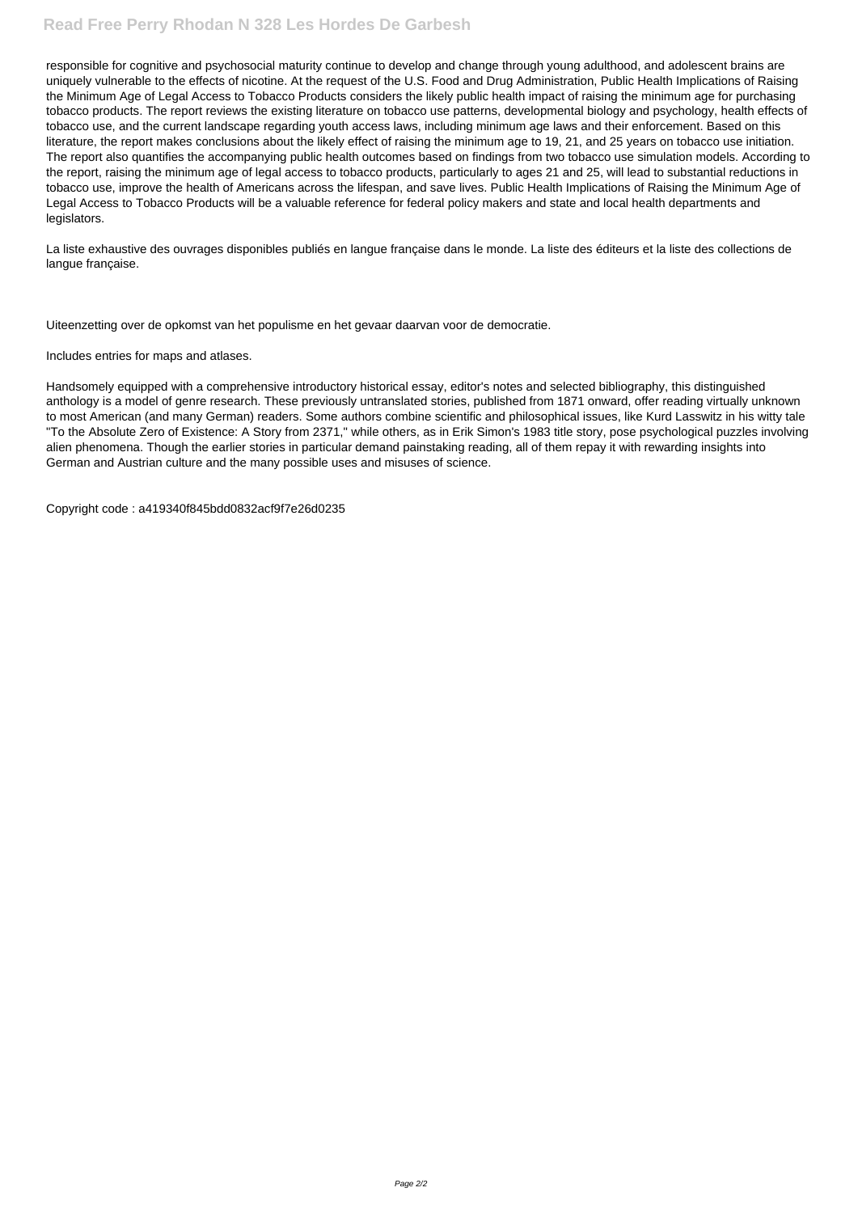responsible for cognitive and psychosocial maturity continue to develop and change through young adulthood, and adolescent brains are uniquely vulnerable to the effects of nicotine. At the request of the U.S. Food and Drug Administration, Public Health Implications of Raising the Minimum Age of Legal Access to Tobacco Products considers the likely public health impact of raising the minimum age for purchasing tobacco products. The report reviews the existing literature on tobacco use patterns, developmental biology and psychology, health effects of tobacco use, and the current landscape regarding youth access laws, including minimum age laws and their enforcement. Based on this literature, the report makes conclusions about the likely effect of raising the minimum age to 19, 21, and 25 years on tobacco use initiation. The report also quantifies the accompanying public health outcomes based on findings from two tobacco use simulation models. According to the report, raising the minimum age of legal access to tobacco products, particularly to ages 21 and 25, will lead to substantial reductions in tobacco use, improve the health of Americans across the lifespan, and save lives. Public Health Implications of Raising the Minimum Age of Legal Access to Tobacco Products will be a valuable reference for federal policy makers and state and local health departments and legislators.

La liste exhaustive des ouvrages disponibles publiés en langue française dans le monde. La liste des éditeurs et la liste des collections de langue française.

Uiteenzetting over de opkomst van het populisme en het gevaar daarvan voor de democratie.

Includes entries for maps and atlases.

Handsomely equipped with a comprehensive introductory historical essay, editor's notes and selected bibliography, this distinguished anthology is a model of genre research. These previously untranslated stories, published from 1871 onward, offer reading virtually unknown to most American (and many German) readers. Some authors combine scientific and philosophical issues, like Kurd Lasswitz in his witty tale "To the Absolute Zero of Existence: A Story from 2371," while others, as in Erik Simon's 1983 title story, pose psychological puzzles involving alien phenomena. Though the earlier stories in particular demand painstaking reading, all of them repay it with rewarding insights into German and Austrian culture and the many possible uses and misuses of science.

Copyright code : a419340f845bdd0832acf9f7e26d0235